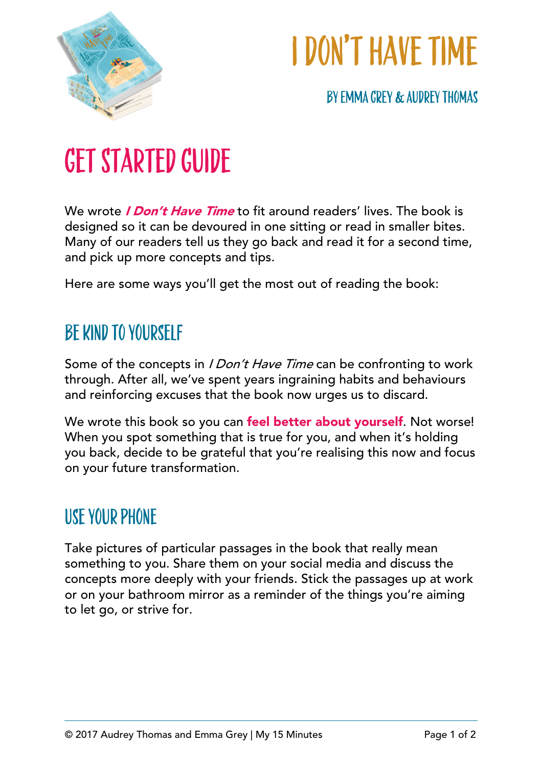# I DON'T HAVE TIME

BY EMMA GREY & AUDREY THOMAS

# GET STARTED GUIDE

We wrote ***I Don't Have Time*** to fit around readers' lives. The book is designed so it can be devoured in one sitting or read in smaller bites. Many of our readers tell us they go back and read it for a second time, and pick up more concepts and tips.

Here are some ways you'll get the most out of reading the book:

## BE KIND TO YOURSELF

Some of the concepts in *I Don't Have Time* can be confronting to work through. After all, we've spent years ingraining habits and behaviours and reinforcing excuses that the book now urges us to discard.

We wrote this book so you can **feel better about yourself**. Not worse! When you spot something that is true for you, and when it's holding you back, decide to be grateful that you're realising this now and focus on your future transformation.

## USE YOUR PHONE

Take pictures of particular passages in the book that really mean something to you. Share them on your social media and discuss the concepts more deeply with your friends. Stick the passages up at work or on your bathroom mirror as a reminder of the things you're aiming to let go, or strive for.

© 2017 Audrey Thomas and Emma Grey | My 15 Minutes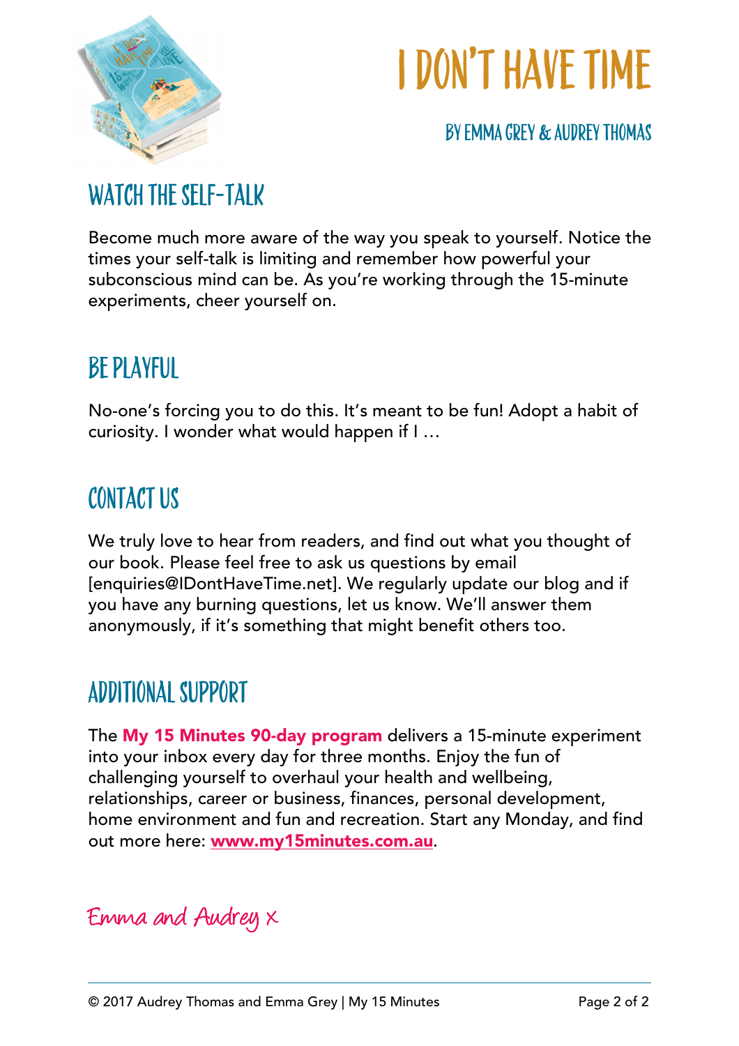# I DON'T HAVE TIME

### BY EMMA GREY & AUDREY THOMAS

## WATCH THE SELF-TALK

Become much more aware of the way you speak to yourself. Notice the times your self-talk is limiting and remember how powerful your subconscious mind can be. As you're working through the 15-minute experiments, cheer yourself on.

## BE PLAYFUL

No-one's forcing you to do this. It's meant to be fun! Adopt a habit of curiosity. I wonder what would happen if I …

## CONTACT US

We truly love to hear from readers, and find out what you thought of our book. Please feel free to ask us questions by email [enquiries@IDontHaveTime.net]. We regularly update our blog and if you have any burning questions, let us know. We'll answer them anonymously, if it's something that might benefit others too.

## ADDITIONAL SUPPORT

The **My 15 Minutes 90-day program** delivers a 15-minute experiment into your inbox every day for three months. Enjoy the fun of challenging yourself to overhaul your health and wellbeing, relationships, career or business, finances, personal development, home environment and fun and recreation. Start any Monday, and find out more here: **www.my15minutes.com.au**.

*Emma and Audrey x*

© 2017 Audrey Thomas and Emma Grey | My 15 Minutes